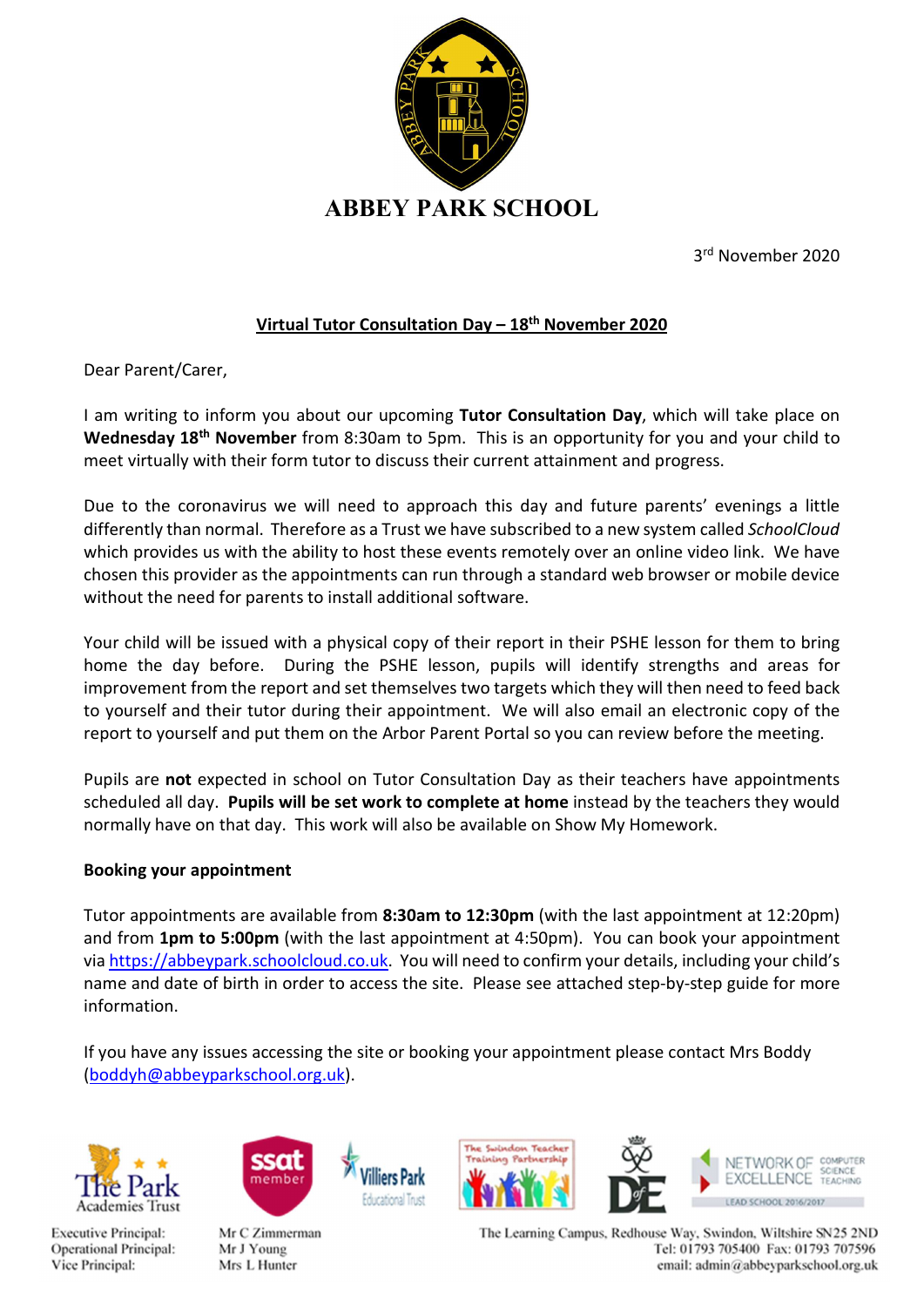# ABBEY PARK SCHOOL

3rd November 2020

**Virtual Tutor Consultation Day – 18th November 2020**

Dear Parent/Carer,

I am writing to inform you about our upcoming **Tutor Consultation Day**, which will take place on **Wednesday 18th November** from 8:30am to 5pm. This is an opportunity for you and your child to meet virtually with their form tutor to discuss their current attainment and progress.

Due to the coronavirus we will need to approach this day and future parents' evenings a little differently than normal. Therefore as a Trust we have subscribed to a new system called *SchoolCloud* which provides us with the ability to host these events remotely over an online video link. We have chosen this provider as the appointments can run through a standard web browser or mobile device without the need for parents to install additional software.

Your child will be issued with a physical copy of their report in their PSHE lesson for them to bring home the day before. During the PSHE lesson, pupils will identify strengths and areas for improvement from the report and set themselves two targets which they will then need to feed back to yourself and their tutor during their appointment. We will also email an electronic copy of the report to yourself and put them on the Arbor Parent Portal so you can review before the meeting.

Pupils are **not** expected in school on Tutor Consultation Day as their teachers have appointments scheduled all day. **Pupils will be set work to complete at home** instead by the teachers they would normally have on that day. This work will also be available on Show My Homework.

**Booking your appointment**

Tutor appointments are available from **8:30am to 12:30pm** (with the last appointment at 12:20pm) and from **1pm to 5:00pm** (with the last appointment at 4:50pm). You can book your appointment via https://abbeypark.schoolcloud.co.uk. You will need to confirm your details, including your child's name and date of birth in order to access the site. Please see attached step-by-step guide for more information.

If you have any issues accessing the site or booking your appointment please contact Mrs Boddy (boddyh@abbeyparkschool.org.uk).

Executive Principal: Mr C Zimmerman
Operational Principal: Mr J Young
Vice Principal: Mrs L Hunter

The Learning Campus, Redhouse Way, Swindon, Wiltshire SN25 2ND
Tel: 01793 705400 Fax: 01793 707596
email: admin@abbeyparkschool.org.uk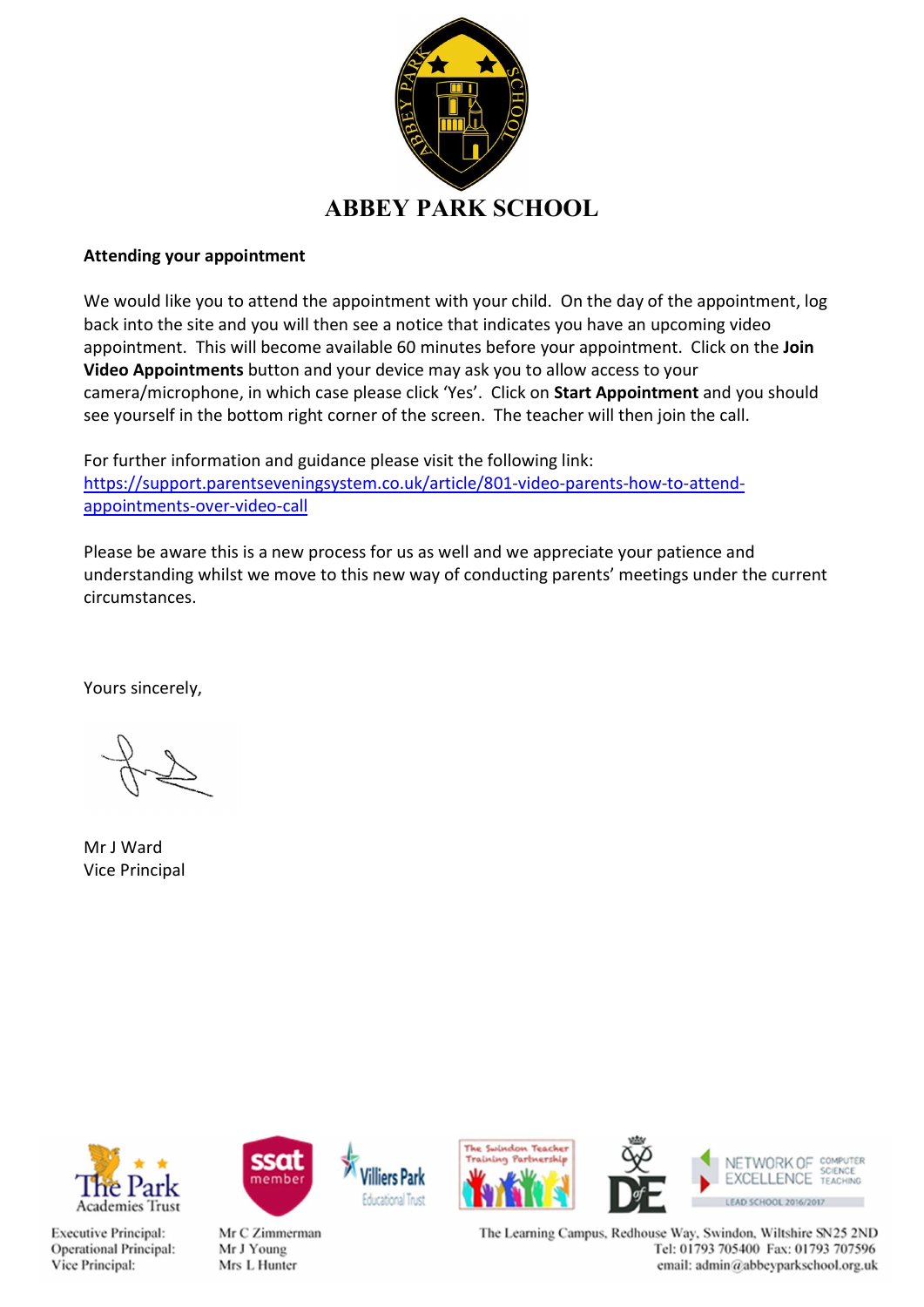# ABBEY PARK SCHOOL

**Attending your appointment**

We would like you to attend the appointment with your child. On the day of the appointment, log back into the site and you will then see a notice that indicates you have an upcoming video appointment. This will become available 60 minutes before your appointment. Click on the **Join Video Appointments** button and your device may ask you to allow access to your camera/microphone, in which case please click 'Yes'. Click on **Start Appointment** and you should see yourself in the bottom right corner of the screen. The teacher will then join the call.

For further information and guidance please visit the following link:
https://support.parentseveningsystem.co.uk/article/801-video-parents-how-to-attend-appointments-over-video-call

Please be aware this is a new process for us as well and we appreciate your patience and understanding whilst we move to this new way of conducting parents' meetings under the current circumstances.

Yours sincerely,

Mr J Ward
Vice Principal

Executive Principal: Mr C Zimmerman
Operational Principal: Mr J Young
Vice Principal: Mrs L Hunter

The Learning Campus, Redhouse Way, Swindon, Wiltshire SN25 2ND
Tel: 01793 705400 Fax: 01793 707596
email: admin@abbeyparkschool.org.uk